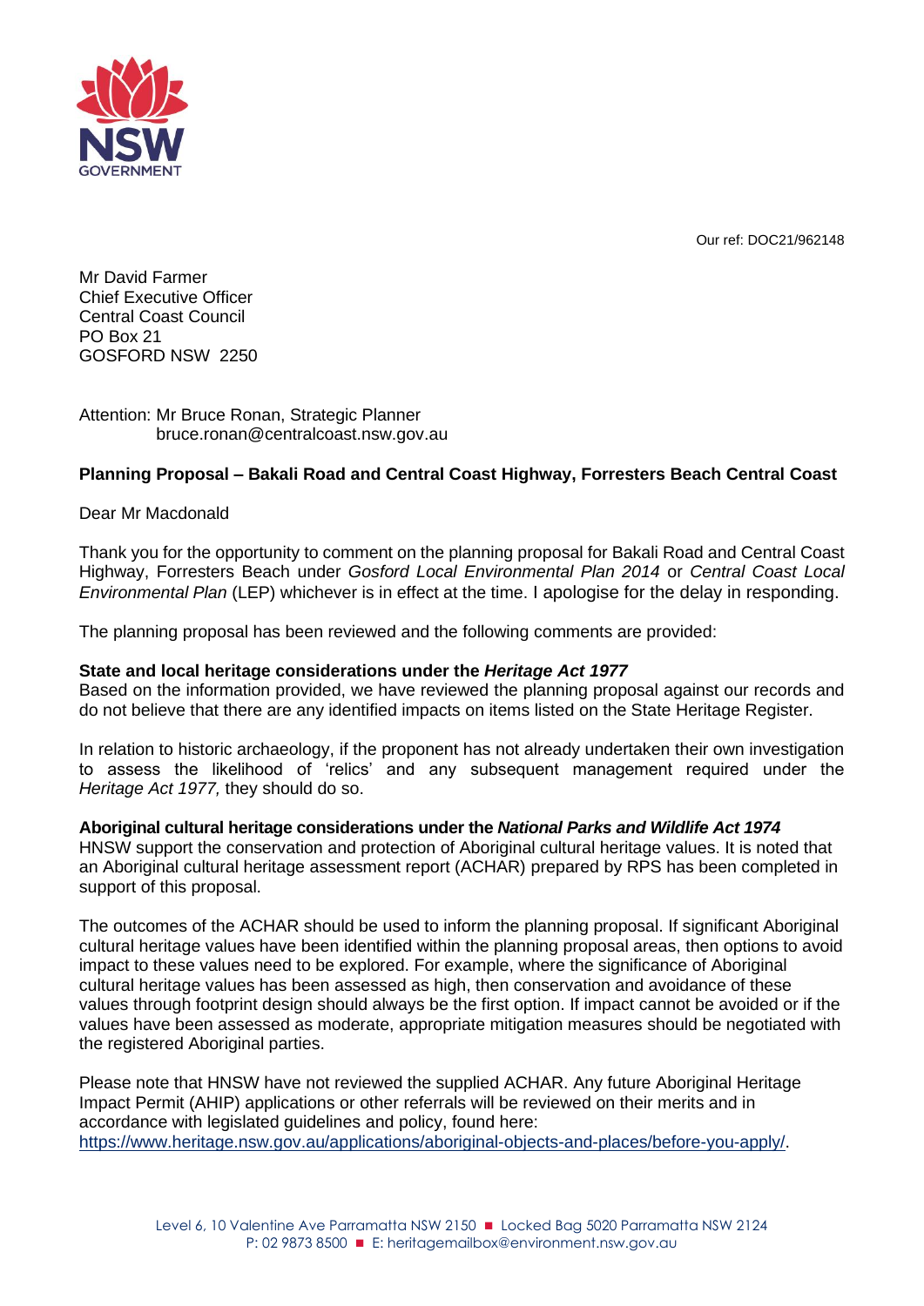Our ref: DOC21/962148

Mr David Farmer
Chief Executive Officer
Central Coast Council
PO Box 21
GOSFORD NSW 2250

Attention: Mr Bruce Ronan, Strategic Planner
bruce.ronan@centralcoast.nsw.gov.au

**Planning Proposal – Bakali Road and Central Coast Highway, Forresters Beach Central Coast**

Dear Mr Macdonald

Thank you for the opportunity to comment on the planning proposal for Bakali Road and Central Coast Highway, Forresters Beach under *Gosford Local Environmental Plan 2014* or *Central Coast Local Environmental Plan* (LEP) whichever is in effect at the time. I apologise for the delay in responding.

The planning proposal has been reviewed and the following comments are provided:

**State and local heritage considerations under the *Heritage Act 1977***
Based on the information provided, we have reviewed the planning proposal against our records and do not believe that there are any identified impacts on items listed on the State Heritage Register.

In relation to historic archaeology, if the proponent has not already undertaken their own investigation to assess the likelihood of 'relics' and any subsequent management required under the *Heritage Act 1977,* they should do so.

**Aboriginal cultural heritage considerations under the *National Parks and Wildlife Act 1974***
HNSW support the conservation and protection of Aboriginal cultural heritage values. It is noted that an Aboriginal cultural heritage assessment report (ACHAR) prepared by RPS has been completed in support of this proposal.

The outcomes of the ACHAR should be used to inform the planning proposal. If significant Aboriginal cultural heritage values have been identified within the planning proposal areas, then options to avoid impact to these values need to be explored. For example, where the significance of Aboriginal cultural heritage values has been assessed as high, then conservation and avoidance of these values through footprint design should always be the first option. If impact cannot be avoided or if the values have been assessed as moderate, appropriate mitigation measures should be negotiated with the registered Aboriginal parties.

Please note that HNSW have not reviewed the supplied ACHAR. Any future Aboriginal Heritage Impact Permit (AHIP) applications or other referrals will be reviewed on their merits and in accordance with legislated guidelines and policy, found here:
https://www.heritage.nsw.gov.au/applications/aboriginal-objects-and-places/before-you-apply/.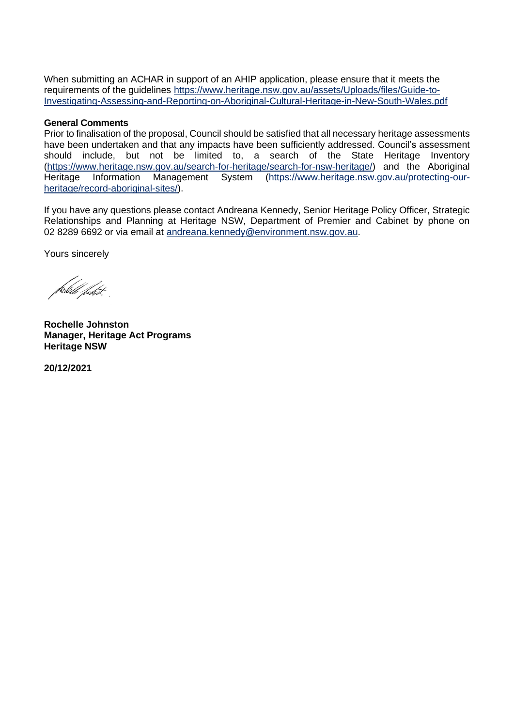When submitting an ACHAR in support of an AHIP application, please ensure that it meets the requirements of the guidelines https://www.heritage.nsw.gov.au/assets/Uploads/files/Guide-to-Investigating-Assessing-and-Reporting-on-Aboriginal-Cultural-Heritage-in-New-South-Wales.pdf

**General Comments**

Prior to finalisation of the proposal, Council should be satisfied that all necessary heritage assessments have been undertaken and that any impacts have been sufficiently addressed. Council's assessment should include, but not be limited to, a search of the State Heritage Inventory (https://www.heritage.nsw.gov.au/search-for-heritage/search-for-nsw-heritage/) and the Aboriginal Heritage Information Management System (https://www.heritage.nsw.gov.au/protecting-our-heritage/record-aboriginal-sites/).

If you have any questions please contact Andreana Kennedy, Senior Heritage Policy Officer, Strategic Relationships and Planning at Heritage NSW, Department of Premier and Cabinet by phone on 02 8289 6692 or via email at andreana.kennedy@environment.nsw.gov.au.

Yours sincerely

**Rochelle Johnston**
**Manager, Heritage Act Programs**
**Heritage NSW**

**20/12/2021**